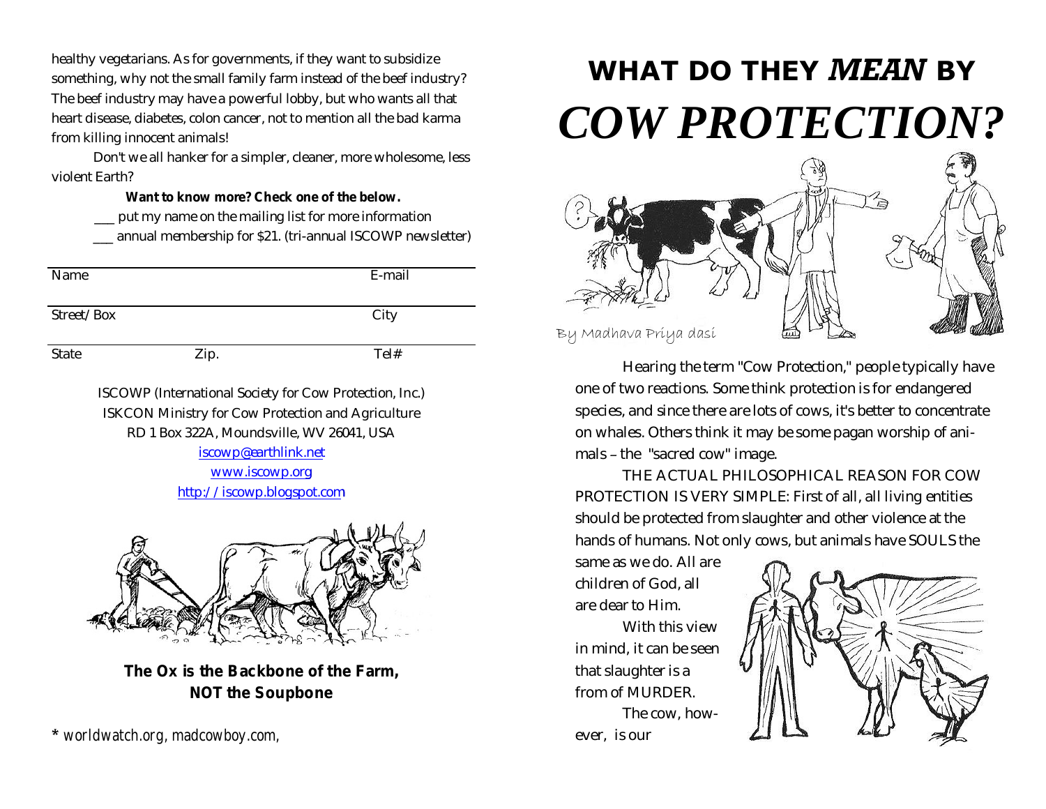healthy vegetarians. As for governments, if they want to subsidize something, why not the small family farm instead of the beef industry? The beef industry may have a powerful lobby, but who wants all that heart disease, diabetes, colon cancer, not to mention all the bad karma from killing innocent animals!

Don't we all hanker for a simpler, cleaner, more wholesome, less violent Earth?

**Want to know more? Check one of the below.**

___ put my name on the mailing list for more information

___ annual membership for $21. (tri-annual ISCOWP newsletter)

| Name | | E-mail |
|---|---|---|
| Street/Box | | City |
| State | Zip. | Tel# |

ISCOWP (International Society for Cow Protection, Inc.)
ISKCON Ministry for Cow Protection and Agriculture
RD 1 Box 322A, Moundsville, WV 26041, USA
iscowp@earthlink.net
www.iscowp.org
http://iscowp.blogspot.com

**The Ox is the Backbone of the Farm, NOT the Soupbone**

* *worldwatch.org, madcowboy.com,*

# WHAT DO THEY *MEAN* BY *COW PROTECTION?*

By Madhava Priya dasi

Hearing the term "Cow Protection," people typically have one of two reactions. Some think protection is for endangered species, and since there are lots of cows, it's better to concentrate on whales. Others think it may be some pagan worship of animals – the "sacred cow" image.

THE ACTUAL PHILOSOPHICAL REASON FOR COW PROTECTION IS VERY SIMPLE: First of all, all living entities should be protected from slaughter and other violence at the hands of humans. Not only cows, but animals have SOULS the same as we do. All are children of God, all are dear to Him.

With this view in mind, it can be seen that slaughter is a from of MURDER.

The cow, however, is our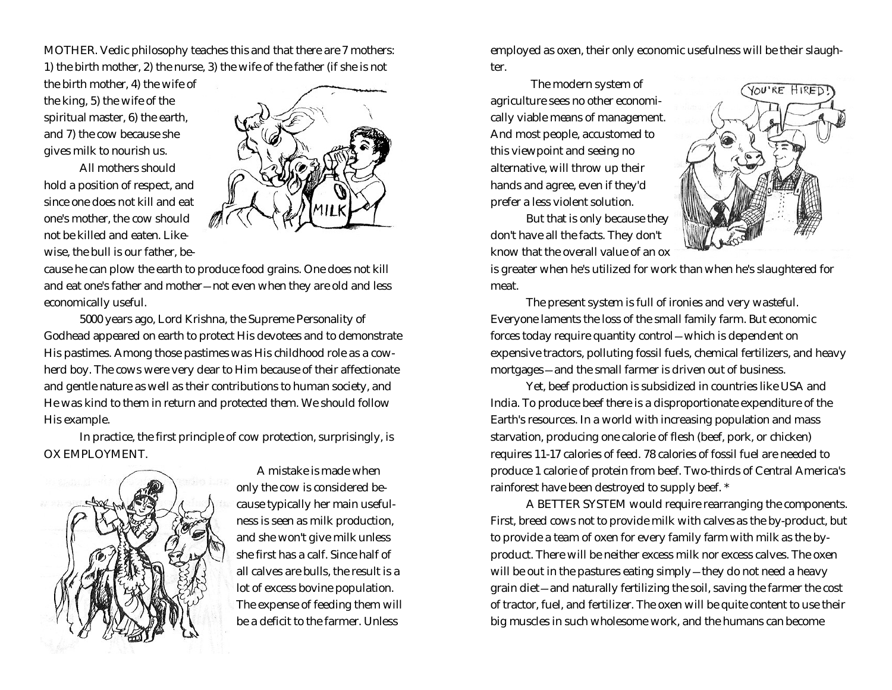MOTHER. Vedic philosophy teaches this and that there are 7 mothers: 1) the birth mother, 2) the nurse, 3) the wife of the father (if she is not the birth mother, 4) the wife of the king, 5) the wife of the spiritual master, 6) the earth, and 7) the cow because she gives milk to nourish us.

All mothers should hold a position of respect, and since one does not kill and eat one's mother, the cow should not be killed and eaten. Likewise, the bull is our father, because he can plow the earth to produce food grains. One does not kill and eat one's father and mother—not even when they are old and less economically useful.

5000 years ago, Lord Krishna, the Supreme Personality of Godhead appeared on earth to protect His devotees and to demonstrate His pastimes. Among those pastimes was His childhood role as a cowherd boy. The cows were very dear to Him because of their affectionate and gentle nature as well as their contributions to human society, and He was kind to them in return and protected them. We should follow His example.

In practice, the first principle of cow protection, surprisingly, is OX EMPLOYMENT.

A mistake is made when only the cow is considered because typically her main usefulness is seen as milk production, and she won't give milk unless she first has a calf. Since half of all calves are bulls, the result is a lot of excess bovine population. The expense of feeding them will be a deficit to the farmer. Unless employed as oxen, their only economic usefulness will be their slaughter.

The modern system of agriculture sees no other economically viable means of management. And most people, accustomed to this viewpoint and seeing no alternative, will throw up their hands and agree, even if they'd prefer a less violent solution.

But that is only because they don't have all the facts. They don't know that the overall value of an ox is greater when he's utilized for work than when he's slaughtered for meat.

The present system is full of ironies and very wasteful. Everyone laments the loss of the small family farm. But economic forces today require quantity control—which is dependent on expensive tractors, polluting fossil fuels, chemical fertilizers, and heavy mortgages—and the small farmer is driven out of business.

Yet, beef production is subsidized in countries like USA and India. To produce beef there is a disproportionate expenditure of the Earth's resources. In a world with increasing population and mass starvation, producing one calorie of flesh (beef, pork, or chicken) requires 11-17 calories of feed. 78 calories of fossil fuel are needed to produce 1 calorie of protein from beef. Two-thirds of Central America's rainforest have been destroyed to supply beef. *

A BETTER SYSTEM would require rearranging the components. First, breed cows not to provide milk with calves as the by-product, but to provide a team of oxen for every family farm with milk as the by-product. There will be neither excess milk nor excess calves. The oxen will be out in the pastures eating simply—they do not need a heavy grain diet—and naturally fertilizing the soil, saving the farmer the cost of tractor, fuel, and fertilizer. The oxen will be quite content to use their big muscles in such wholesome work, and the humans can become